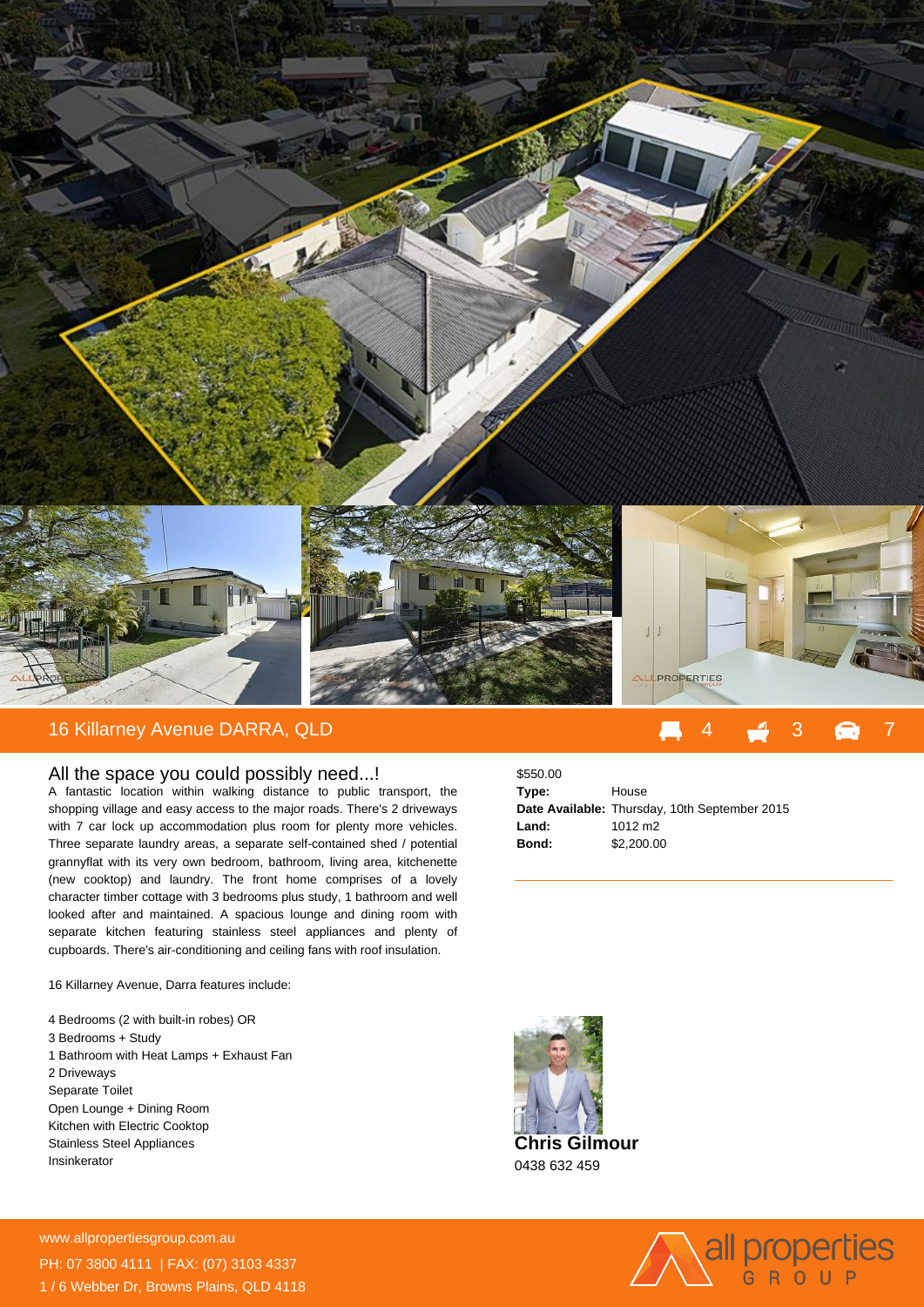# 16 Killarney Avenue DARRA, QLD

4 3 7

## All the space you could possibly need...!

A fantastic location within walking distance to public transport, the shopping village and easy access to the major roads. There's 2 driveways with 7 car lock up accommodation plus room for plenty more vehicles. Three separate laundry areas, a separate self-contained shed / potential grannyflat with its very own bedroom, bathroom, living area, kitchenette (new cooktop) and laundry. The front home comprises of a lovely character timber cottage with 3 bedrooms plus study, 1 bathroom and well looked after and maintained. A spacious lounge and dining room with separate kitchen featuring stainless steel appliances and plenty of cupboards. There's air-conditioning and ceiling fans with roof insulation.

16 Killarney Avenue, Darra features include:

4 Bedrooms (2 with built-in robes) OR
3 Bedrooms + Study
1 Bathroom with Heat Lamps + Exhaust Fan
2 Driveways
Separate Toilet
Open Lounge + Dining Room
Kitchen with Electric Cooktop
Stainless Steel Appliances
Insinkerator

$550.00

**Type:** House
**Date Available:** Thursday, 10th September 2015
**Land:** 1012 m2
**Bond:** $2,200.00

**Chris Gilmour**
0438 632 459

www.allpropertiesgroup.com.au
PH: 07 3800 4111 | FAX: (07) 3103 4337
1 / 6 Webber Dr, Browns Plains, QLD 4118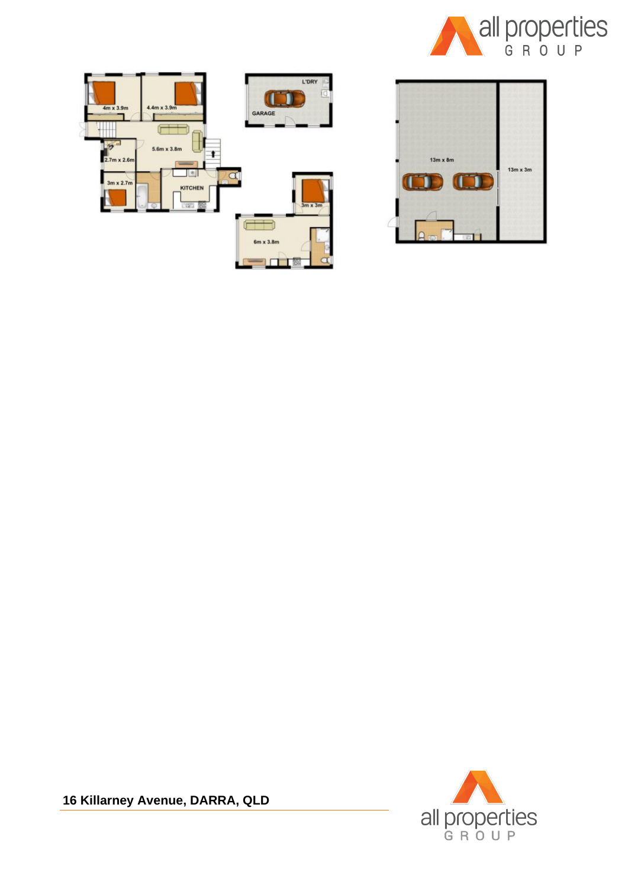4m x 3.9m

4.4m x 3.9m

5.6m x 3.8m

2.7m x 2.6m

3m x 2.7m

KITCHEN

L'DRY

GARAGE

3m x 3m

6m x 3.8m

13m x 8m

13m x 3m

**16 Killarney Avenue, DARRA, QLD**